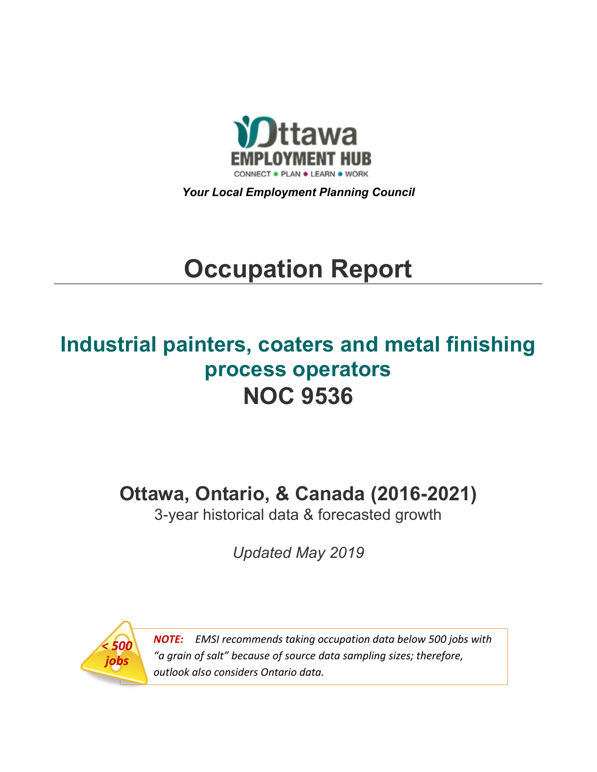Ottawa
EMPLOYMENT HUB
CONNECT • PLAN • LEARN • WORK

***Your Local Employment Planning Council***

# Occupation Report

## Industrial painters, coaters and metal finishing process operators
## NOC 9536

### Ottawa, Ontario, & Canada (2016-2021)

3-year historical data & forecasted growth

*Updated May 2019*

*< 500 jobs*

***NOTE:*** *EMSI recommends taking occupation data below 500 jobs with "a grain of salt" because of source data sampling sizes; therefore, outlook also considers Ontario data.*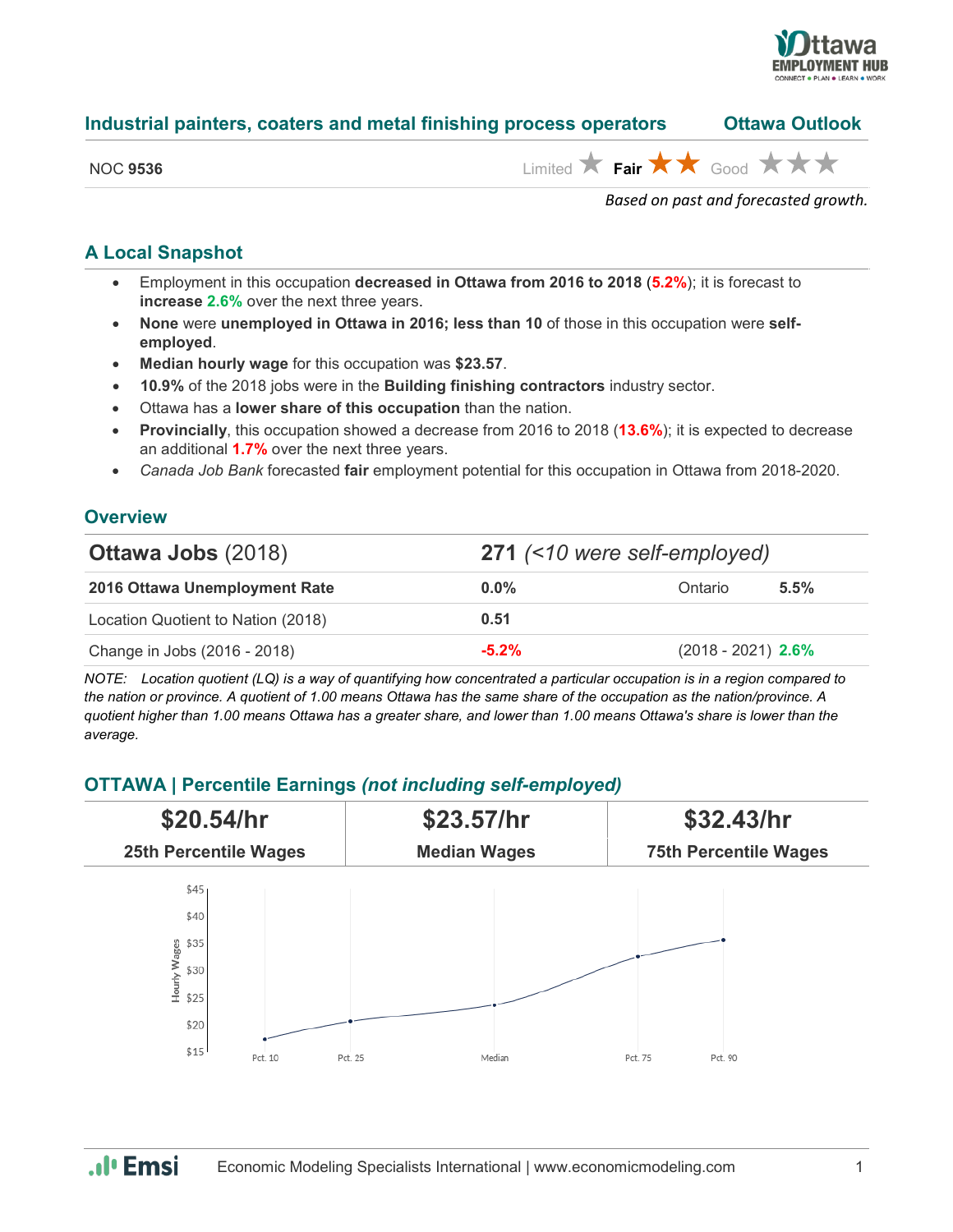## Industrial painters, coaters and metal finishing process operators — Ottawa Outlook

NOC **9536**

Limited ★ **Fair ★★** Good ★★★

*Based on past and forecasted growth.*

### A Local Snapshot

- Employment in this occupation **decreased in Ottawa from 2016 to 2018** (**5.2%**); it is forecast to **increase 2.6%** over the next three years.
- **None** were **unemployed in Ottawa in 2016; less than 10** of those in this occupation were **self-employed**.
- **Median hourly wage** for this occupation was **$23.57**.
- **10.9%** of the 2018 jobs were in the **Building finishing contractors** industry sector.
- Ottawa has a **lower share of this occupation** than the nation.
- **Provincially**, this occupation showed a decrease from 2016 to 2018 (**13.6%**); it is expected to decrease an additional **1.7%** over the next three years.
- *Canada Job Bank* forecasted **fair** employment potential for this occupation in Ottawa from 2018-2020.

### Overview

| **Ottawa Jobs** (2018) | **271** *(<10 were self-employed)* | | |
|---|---|---|---|
| **2016 Ottawa Unemployment Rate** | **0.0%** | Ontario | **5.5%** |
| Location Quotient to Nation (2018) | **0.51** | | |
| Change in Jobs (2016 - 2018) | **-5.2%** | (2018 - 2021) | **2.6%** |

*NOTE: Location quotient (LQ) is a way of quantifying how concentrated a particular occupation is in a region compared to the nation or province. A quotient of 1.00 means Ottawa has the same share of the occupation as the nation/province. A quotient higher than 1.00 means Ottawa has a greater share, and lower than 1.00 means Ottawa's share is lower than the average.*

### OTTAWA | Percentile Earnings *(not including self-employed)*

| **$20.54/hr** | **$23.57/hr** | **$32.43/hr** |
|---|---|---|
| **25th Percentile Wages** | **Median Wages** | **75th Percentile Wages** |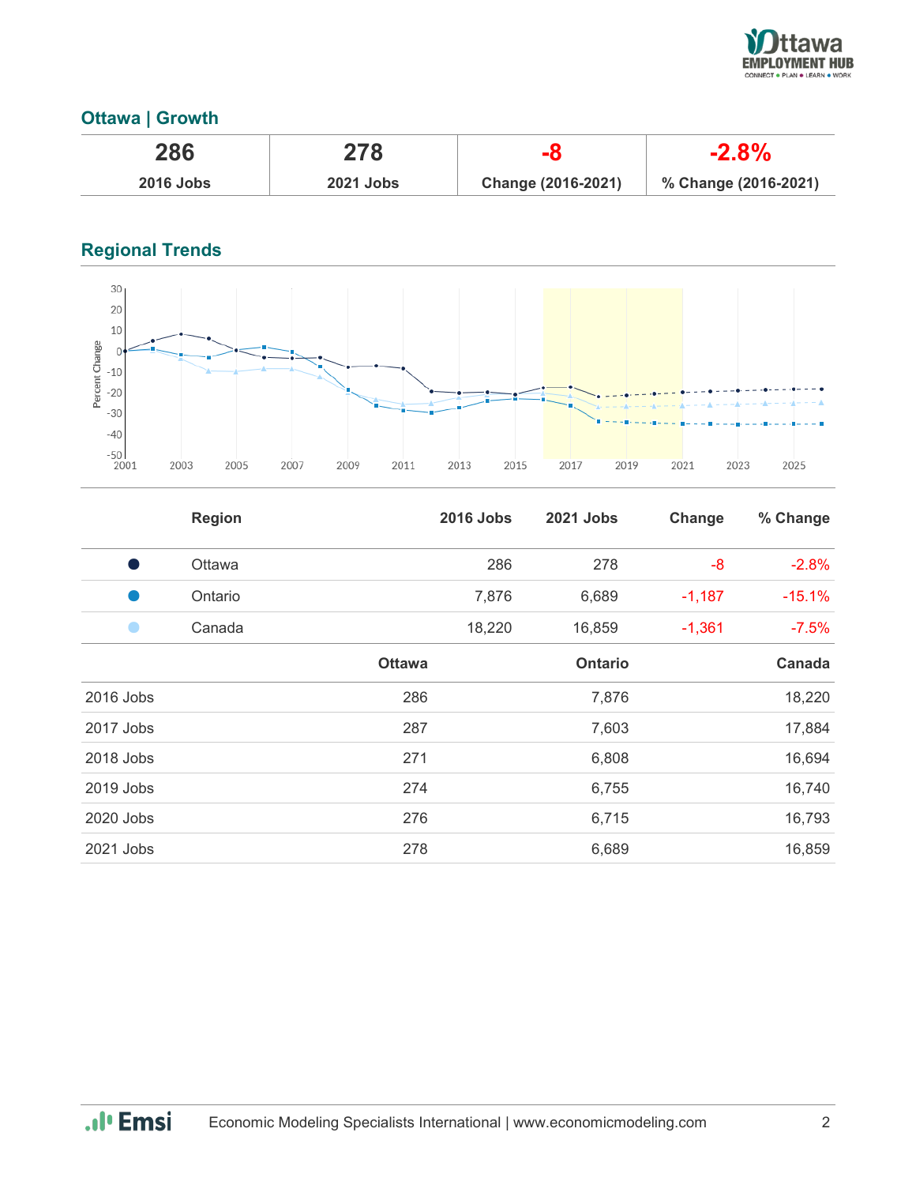## Ottawa | Growth

| 286 | 278 | -8 | -2.8% |
|---|---|---|---|
| 2016 Jobs | 2021 Jobs | Change (2016-2021) | % Change (2016-2021) |

## Regional Trends

| | Region | 2016 Jobs | 2021 Jobs | Change | % Change |
|---|---|---|---|---|---|
| ● | Ottawa | 286 | 278 | -8 | -2.8% |
| ● | Ontario | 7,876 | 6,689 | -1,187 | -15.1% |
| ● | Canada | 18,220 | 16,859 | -1,361 | -7.5% |

| | Ottawa | Ontario | Canada |
|---|---|---|---|
| 2016 Jobs | 286 | 7,876 | 18,220 |
| 2017 Jobs | 287 | 7,603 | 17,884 |
| 2018 Jobs | 271 | 6,808 | 16,694 |
| 2019 Jobs | 274 | 6,755 | 16,740 |
| 2020 Jobs | 276 | 6,715 | 16,793 |
| 2021 Jobs | 278 | 6,689 | 16,859 |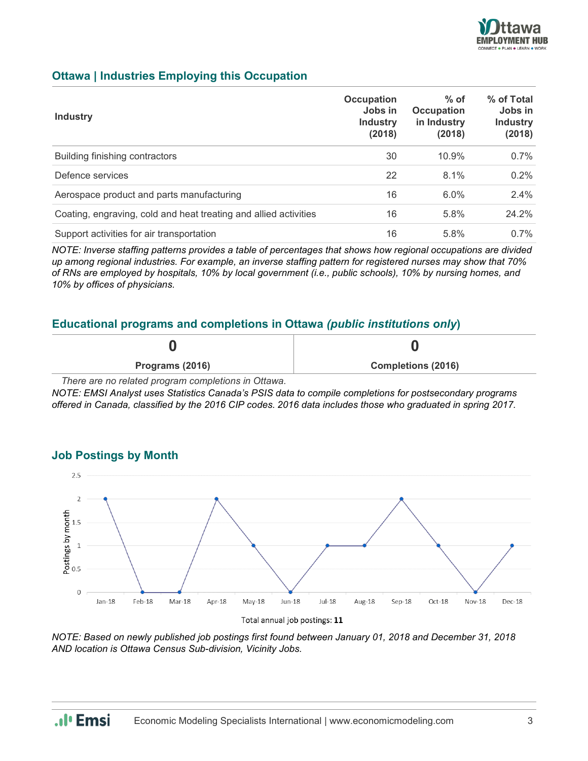## Ottawa | Industries Employing this Occupation

| Industry | Occupation Jobs in Industry (2018) | % of Occupation in Industry (2018) | % of Total Jobs in Industry (2018) |
|---|---|---|---|
| Building finishing contractors | 30 | 10.9% | 0.7% |
| Defence services | 22 | 8.1% | 0.2% |
| Aerospace product and parts manufacturing | 16 | 6.0% | 2.4% |
| Coating, engraving, cold and heat treating and allied activities | 16 | 5.8% | 24.2% |
| Support activities for air transportation | 16 | 5.8% | 0.7% |

*NOTE: Inverse staffing patterns provides a table of percentages that shows how regional occupations are divided up among regional industries. For example, an inverse staffing pattern for registered nurses may show that 70% of RNs are employed by hospitals, 10% by local government (i.e., public schools), 10% by nursing homes, and 10% by offices of physicians.*

## Educational programs and completions in Ottawa *(public institutions only)*

| 0 | 0 |
|---|---|
| **Programs (2016)** | **Completions (2016)** |

*There are no related program completions in Ottawa.*

*NOTE: EMSI Analyst uses Statistics Canada's PSIS data to compile completions for postsecondary programs offered in Canada, classified by the 2016 CIP codes. 2016 data includes those who graduated in spring 2017.*

## Job Postings by Month

| Month | Postings by month |
|---|---|
| Jan-18 | 2 |
| Feb-18 | 0 |
| Mar-18 | 0 |
| Apr-18 | 2 |
| May-18 | 1 |
| Jun-18 | 0 |
| Jul-18 | 1 |
| Aug-18 | 1 |
| Sep-18 | 2 |
| Oct-18 | 1 |
| Nov-18 | 0 |
| Dec-18 | 1 |

Total annual job postings: **11**

*NOTE: Based on newly published job postings first found between January 01, 2018 and December 31, 2018 AND location is Ottawa Census Sub-division, Vicinity Jobs.*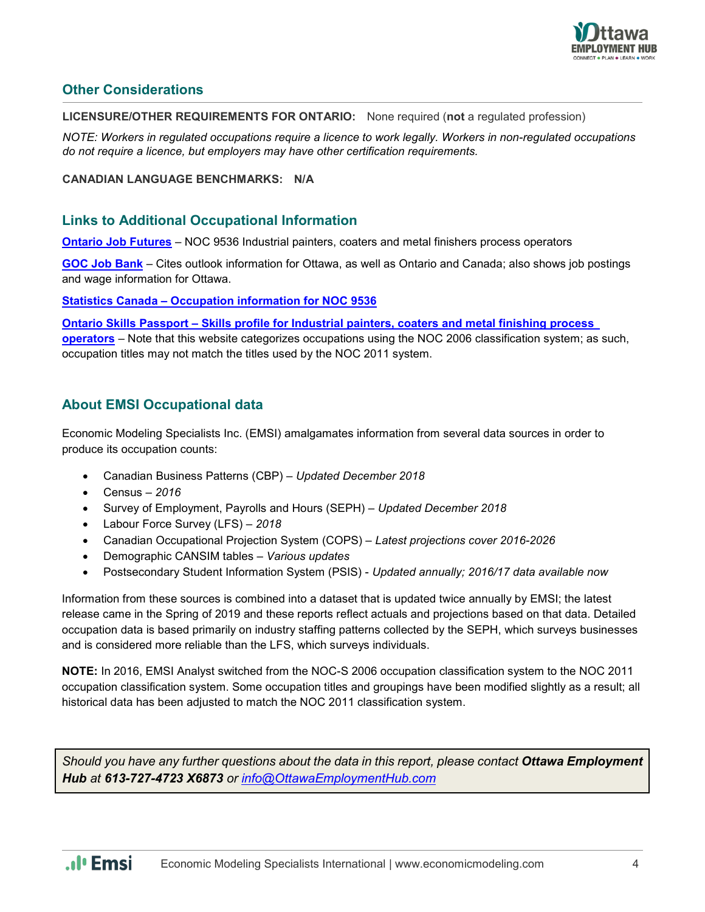## Other Considerations

**LICENSURE/OTHER REQUIREMENTS FOR ONTARIO:** None required (**not** a regulated profession)

*NOTE: Workers in regulated occupations require a licence to work legally. Workers in non-regulated occupations do not require a licence, but employers may have other certification requirements.*

**CANADIAN LANGUAGE BENCHMARKS: N/A**

## Links to Additional Occupational Information

**Ontario Job Futures** – NOC 9536 Industrial painters, coaters and metal finishers process operators

**GOC Job Bank** – Cites outlook information for Ottawa, as well as Ontario and Canada; also shows job postings and wage information for Ottawa.

**Statistics Canada – Occupation information for NOC 9536**

**Ontario Skills Passport – Skills profile for Industrial painters, coaters and metal finishing process operators** – Note that this website categorizes occupations using the NOC 2006 classification system; as such, occupation titles may not match the titles used by the NOC 2011 system.

## About EMSI Occupational data

Economic Modeling Specialists Inc. (EMSI) amalgamates information from several data sources in order to produce its occupation counts:

- Canadian Business Patterns (CBP) – *Updated December 2018*
- Census – *2016*
- Survey of Employment, Payrolls and Hours (SEPH) – *Updated December 2018*
- Labour Force Survey (LFS) – *2018*
- Canadian Occupational Projection System (COPS) – *Latest projections cover 2016-2026*
- Demographic CANSIM tables – *Various updates*
- Postsecondary Student Information System (PSIS) - *Updated annually; 2016/17 data available now*

Information from these sources is combined into a dataset that is updated twice annually by EMSI; the latest release came in the Spring of 2019 and these reports reflect actuals and projections based on that data. Detailed occupation data is based primarily on industry staffing patterns collected by the SEPH, which surveys businesses and is considered more reliable than the LFS, which surveys individuals.

**NOTE:** In 2016, EMSI Analyst switched from the NOC-S 2006 occupation classification system to the NOC 2011 occupation classification system. Some occupation titles and groupings have been modified slightly as a result; all historical data has been adjusted to match the NOC 2011 classification system.

*Should you have any further questions about the data in this report, please contact **Ottawa Employment Hub** at **613-727-4723 X6873** or info@OttawaEmploymentHub.com*